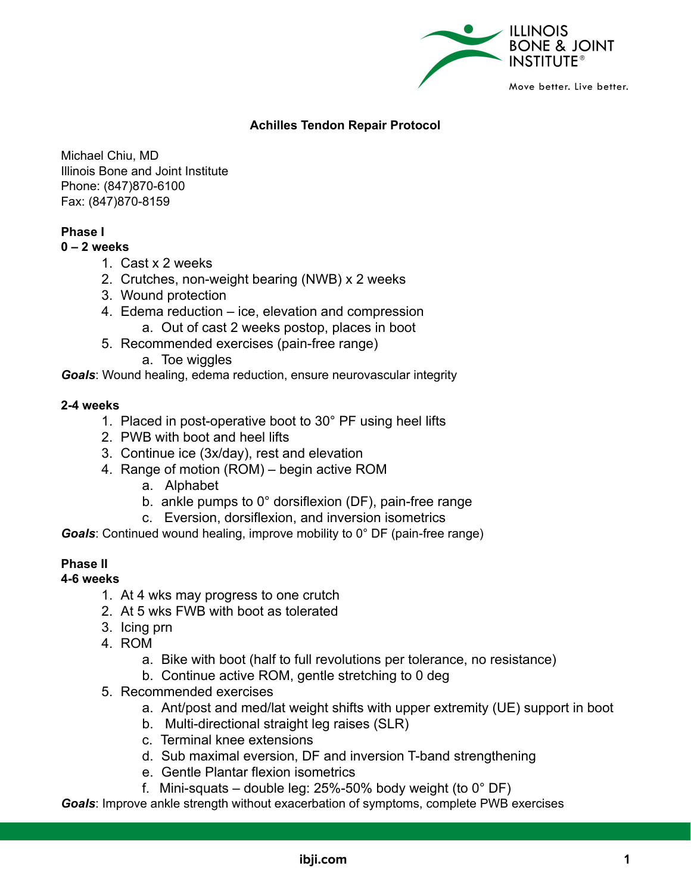# Achilles Tendon Repair Protocol

Michael Chiu, MD
Illinois Bone and Joint Institute
Phone: (847)870-6100
Fax: (847)870-8159

## Phase I

### 0 – 2 weeks

1. Cast x 2 weeks
2. Crutches, non-weight bearing (NWB) x 2 weeks
3. Wound protection
4. Edema reduction – ice, elevation and compression
   a. Out of cast 2 weeks postop, places in boot
5. Recommended exercises (pain-free range)
   a. Toe wiggles

***Goals***: Wound healing, edema reduction, ensure neurovascular integrity

### 2-4 weeks

1. Placed in post-operative boot to 30° PF using heel lifts
2. PWB with boot and heel lifts
3. Continue ice (3x/day), rest and elevation
4. Range of motion (ROM) – begin active ROM
   a. Alphabet
   b. ankle pumps to 0° dorsiflexion (DF), pain-free range
   c. Eversion, dorsiflexion, and inversion isometrics

***Goals***: Continued wound healing, improve mobility to 0° DF (pain-free range)

## Phase II

### 4-6 weeks

1. At 4 wks may progress to one crutch
2. At 5 wks FWB with boot as tolerated
3. Icing prn
4. ROM
   a. Bike with boot (half to full revolutions per tolerance, no resistance)
   b. Continue active ROM, gentle stretching to 0 deg
5. Recommended exercises
   a. Ant/post and med/lat weight shifts with upper extremity (UE) support in boot
   b. Multi-directional straight leg raises (SLR)
   c. Terminal knee extensions
   d. Sub maximal eversion, DF and inversion T-band strengthening
   e. Gentle Plantar flexion isometrics
   f. Mini-squats – double leg: 25%-50% body weight (to 0° DF)

***Goals***: Improve ankle strength without exacerbation of symptoms, complete PWB exercises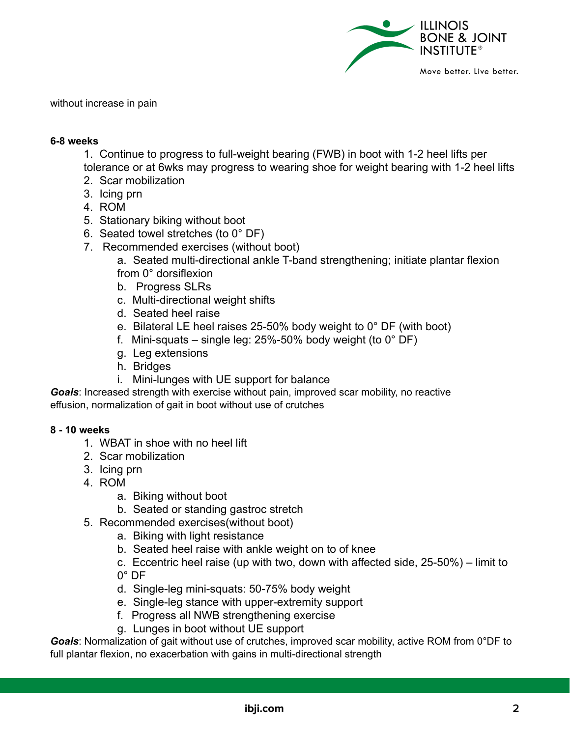without increase in pain

**6-8 weeks**

1. Continue to progress to full-weight bearing (FWB) in boot with 1-2 heel lifts per tolerance or at 6wks may progress to wearing shoe for weight bearing with 1-2 heel lifts
2. Scar mobilization
3. Icing prn
4. ROM
5. Stationary biking without boot
6. Seated towel stretches (to 0° DF)
7. Recommended exercises (without boot)
    a. Seated multi-directional ankle T-band strengthening; initiate plantar flexion from 0° dorsiflexion
    b. Progress SLRs
    c. Multi-directional weight shifts
    d. Seated heel raise
    e. Bilateral LE heel raises 25-50% body weight to 0° DF (with boot)
    f. Mini-squats – single leg: 25%-50% body weight (to 0° DF)
    g. Leg extensions
    h. Bridges
    i. Mini-lunges with UE support for balance

***Goals***: Increased strength with exercise without pain, improved scar mobility, no reactive effusion, normalization of gait in boot without use of crutches

**8 - 10 weeks**

1. WBAT in shoe with no heel lift
2. Scar mobilization
3. Icing prn
4. ROM
    a. Biking without boot
    b. Seated or standing gastroc stretch
5. Recommended exercises(without boot)
    a. Biking with light resistance
    b. Seated heel raise with ankle weight on to of knee
    c. Eccentric heel raise (up with two, down with affected side, 25-50%) – limit to 0° DF
    d. Single-leg mini-squats: 50-75% body weight
    e. Single-leg stance with upper-extremity support
    f. Progress all NWB strengthening exercise
    g. Lunges in boot without UE support

***Goals***: Normalization of gait without use of crutches, improved scar mobility, active ROM from 0°DF to full plantar flexion, no exacerbation with gains in multi-directional strength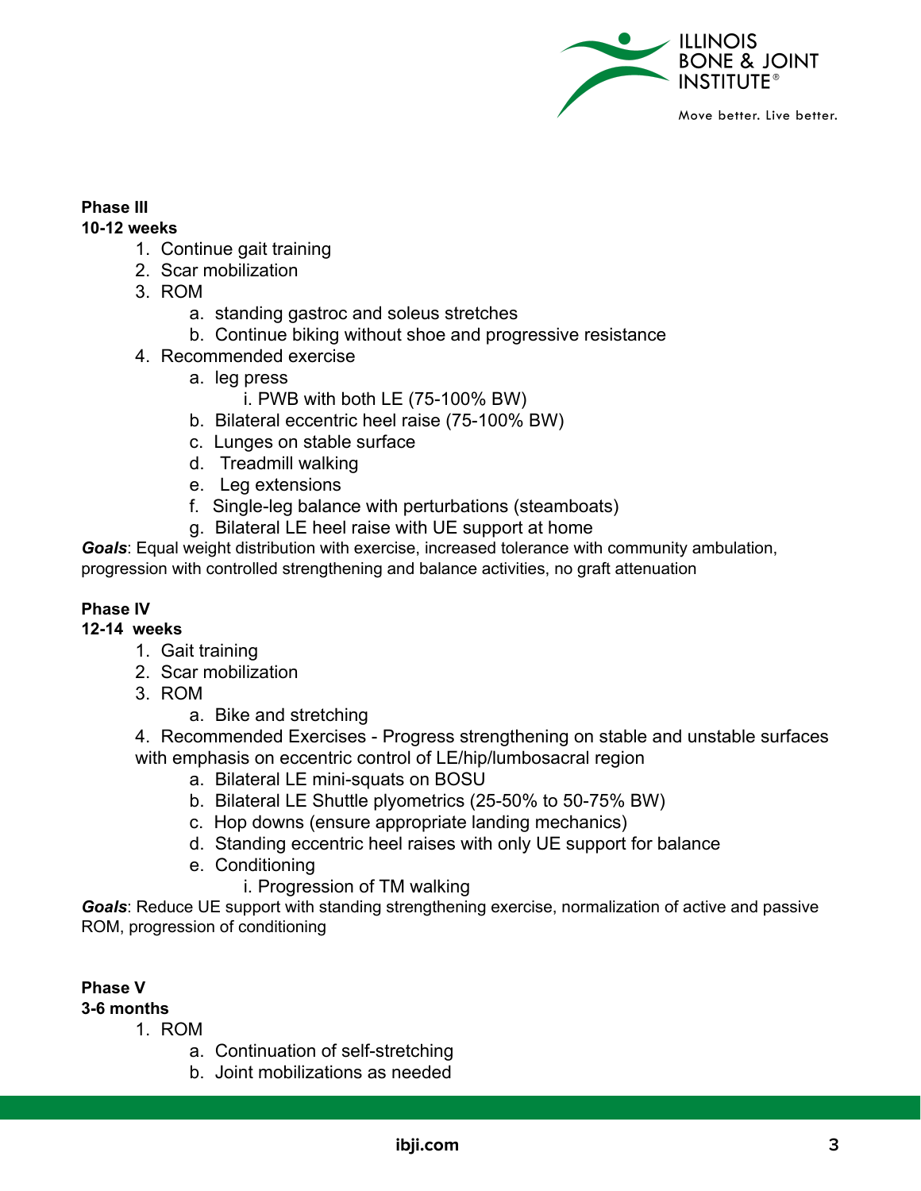**Phase III**
**10-12 weeks**

1. Continue gait training
2. Scar mobilization
3. ROM
    a. standing gastroc and soleus stretches
    b. Continue biking without shoe and progressive resistance
4. Recommended exercise
    a. leg press
        i. PWB with both LE (75-100% BW)
    b. Bilateral eccentric heel raise (75-100% BW)
    c. Lunges on stable surface
    d. Treadmill walking
    e. Leg extensions
    f. Single-leg balance with perturbations (steamboats)
    g. Bilateral LE heel raise with UE support at home

***Goals***: Equal weight distribution with exercise, increased tolerance with community ambulation, progression with controlled strengthening and balance activities, no graft attenuation

**Phase IV**
**12-14 weeks**

1. Gait training
2. Scar mobilization
3. ROM
    a. Bike and stretching
4. Recommended Exercises - Progress strengthening on stable and unstable surfaces with emphasis on eccentric control of LE/hip/lumbosacral region
    a. Bilateral LE mini-squats on BOSU
    b. Bilateral LE Shuttle plyometrics (25-50% to 50-75% BW)
    c. Hop downs (ensure appropriate landing mechanics)
    d. Standing eccentric heel raises with only UE support for balance
    e. Conditioning
        i. Progression of TM walking

***Goals***: Reduce UE support with standing strengthening exercise, normalization of active and passive ROM, progression of conditioning

**Phase V**
**3-6 months**

1. ROM
    a. Continuation of self-stretching
    b. Joint mobilizations as needed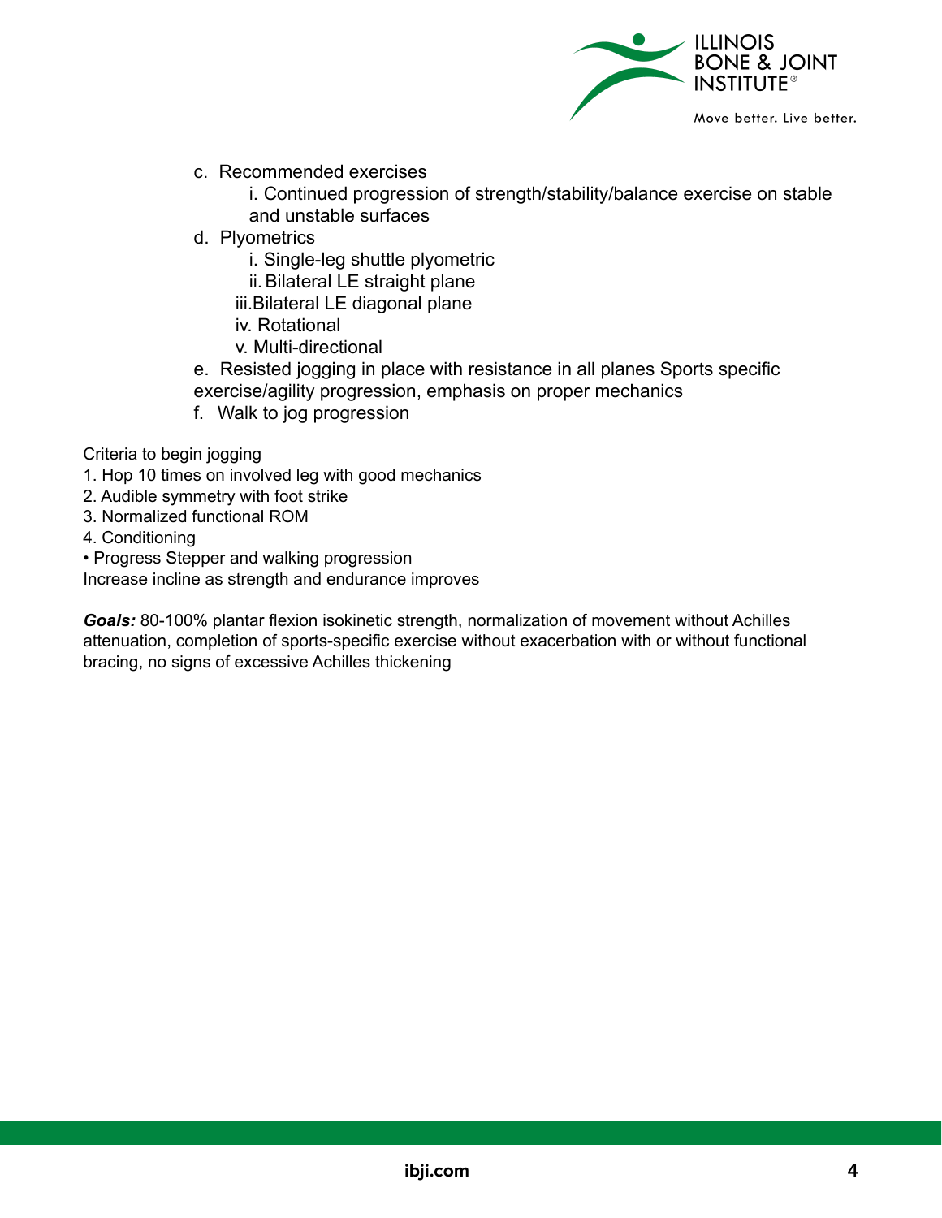c. Recommended exercises
    i. Continued progression of strength/stability/balance exercise on stable and unstable surfaces

d. Plyometrics
    i. Single-leg shuttle plyometric
    ii. Bilateral LE straight plane
    iii. Bilateral LE diagonal plane
    iv. Rotational
    v. Multi-directional

e. Resisted jogging in place with resistance in all planes Sports specific exercise/agility progression, emphasis on proper mechanics

f. Walk to jog progression

Criteria to begin jogging

1. Hop 10 times on involved leg with good mechanics
2. Audible symmetry with foot strike
3. Normalized functional ROM
4. Conditioning

• Progress Stepper and walking progression

Increase incline as strength and endurance improves

***Goals:*** 80-100% plantar flexion isokinetic strength, normalization of movement without Achilles attenuation, completion of sports-specific exercise without exacerbation with or without functional bracing, no signs of excessive Achilles thickening